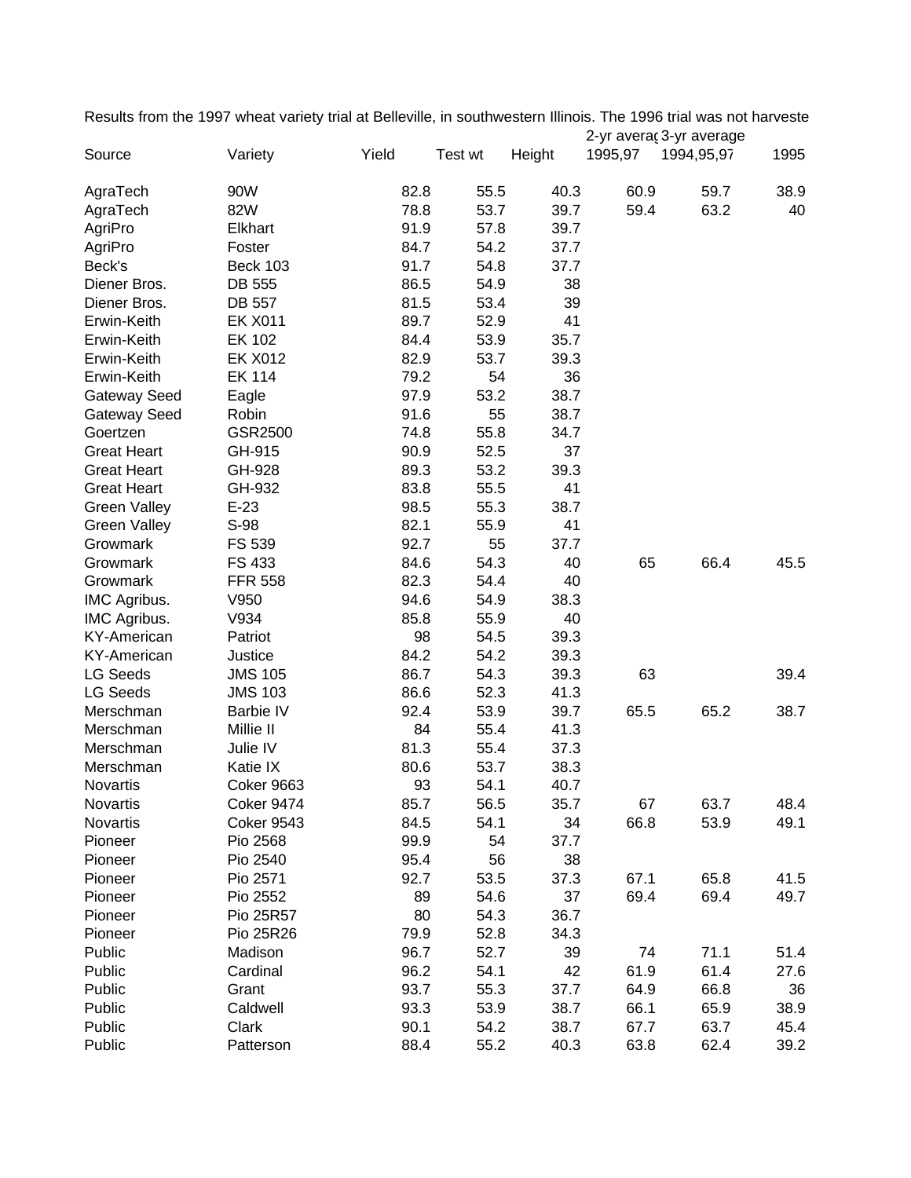Results from the 1997 wheat variety trial at Belleville, in southwestern Illinois. The 1996 trial was not harveste

| Source | Variety | Yield | Test wt | Height | 2-yr averag 1995,97 | 3-yr average 1994,95,97 | 1995 |
|---|---|---|---|---|---|---|---|
| AgraTech | 90W | 82.8 | 55.5 | 40.3 | 60.9 | 59.7 | 38.9 |
| AgraTech | 82W | 78.8 | 53.7 | 39.7 | 59.4 | 63.2 | 40 |
| AgriPro | Elkhart | 91.9 | 57.8 | 39.7 | | | |
| AgriPro | Foster | 84.7 | 54.2 | 37.7 | | | |
| Beck's | Beck 103 | 91.7 | 54.8 | 37.7 | | | |
| Diener Bros. | DB 555 | 86.5 | 54.9 | 38 | | | |
| Diener Bros. | DB 557 | 81.5 | 53.4 | 39 | | | |
| Erwin-Keith | EK X011 | 89.7 | 52.9 | 41 | | | |
| Erwin-Keith | EK 102 | 84.4 | 53.9 | 35.7 | | | |
| Erwin-Keith | EK X012 | 82.9 | 53.7 | 39.3 | | | |
| Erwin-Keith | EK 114 | 79.2 | 54 | 36 | | | |
| Gateway Seed | Eagle | 97.9 | 53.2 | 38.7 | | | |
| Gateway Seed | Robin | 91.6 | 55 | 38.7 | | | |
| Goertzen | GSR2500 | 74.8 | 55.8 | 34.7 | | | |
| Great Heart | GH-915 | 90.9 | 52.5 | 37 | | | |
| Great Heart | GH-928 | 89.3 | 53.2 | 39.3 | | | |
| Great Heart | GH-932 | 83.8 | 55.5 | 41 | | | |
| Green Valley | E-23 | 98.5 | 55.3 | 38.7 | | | |
| Green Valley | S-98 | 82.1 | 55.9 | 41 | | | |
| Growmark | FS 539 | 92.7 | 55 | 37.7 | | | |
| Growmark | FS 433 | 84.6 | 54.3 | 40 | 65 | 66.4 | 45.5 |
| Growmark | FFR 558 | 82.3 | 54.4 | 40 | | | |
| IMC Agribus. | V950 | 94.6 | 54.9 | 38.3 | | | |
| IMC Agribus. | V934 | 85.8 | 55.9 | 40 | | | |
| KY-American | Patriot | 98 | 54.5 | 39.3 | | | |
| KY-American | Justice | 84.2 | 54.2 | 39.3 | | | |
| LG Seeds | JMS 105 | 86.7 | 54.3 | 39.3 | 63 | | 39.4 |
| LG Seeds | JMS 103 | 86.6 | 52.3 | 41.3 | | | |
| Merschman | Barbie IV | 92.4 | 53.9 | 39.7 | 65.5 | 65.2 | 38.7 |
| Merschman | Millie II | 84 | 55.4 | 41.3 | | | |
| Merschman | Julie IV | 81.3 | 55.4 | 37.3 | | | |
| Merschman | Katie IX | 80.6 | 53.7 | 38.3 | | | |
| Novartis | Coker 9663 | 93 | 54.1 | 40.7 | | | |
| Novartis | Coker 9474 | 85.7 | 56.5 | 35.7 | 67 | 63.7 | 48.4 |
| Novartis | Coker 9543 | 84.5 | 54.1 | 34 | 66.8 | 53.9 | 49.1 |
| Pioneer | Pio 2568 | 99.9 | 54 | 37.7 | | | |
| Pioneer | Pio 2540 | 95.4 | 56 | 38 | | | |
| Pioneer | Pio 2571 | 92.7 | 53.5 | 37.3 | 67.1 | 65.8 | 41.5 |
| Pioneer | Pio 2552 | 89 | 54.6 | 37 | 69.4 | 69.4 | 49.7 |
| Pioneer | Pio 25R57 | 80 | 54.3 | 36.7 | | | |
| Pioneer | Pio 25R26 | 79.9 | 52.8 | 34.3 | | | |
| Public | Madison | 96.7 | 52.7 | 39 | 74 | 71.1 | 51.4 |
| Public | Cardinal | 96.2 | 54.1 | 42 | 61.9 | 61.4 | 27.6 |
| Public | Grant | 93.7 | 55.3 | 37.7 | 64.9 | 66.8 | 36 |
| Public | Caldwell | 93.3 | 53.9 | 38.7 | 66.1 | 65.9 | 38.9 |
| Public | Clark | 90.1 | 54.2 | 38.7 | 67.7 | 63.7 | 45.4 |
| Public | Patterson | 88.4 | 55.2 | 40.3 | 63.8 | 62.4 | 39.2 |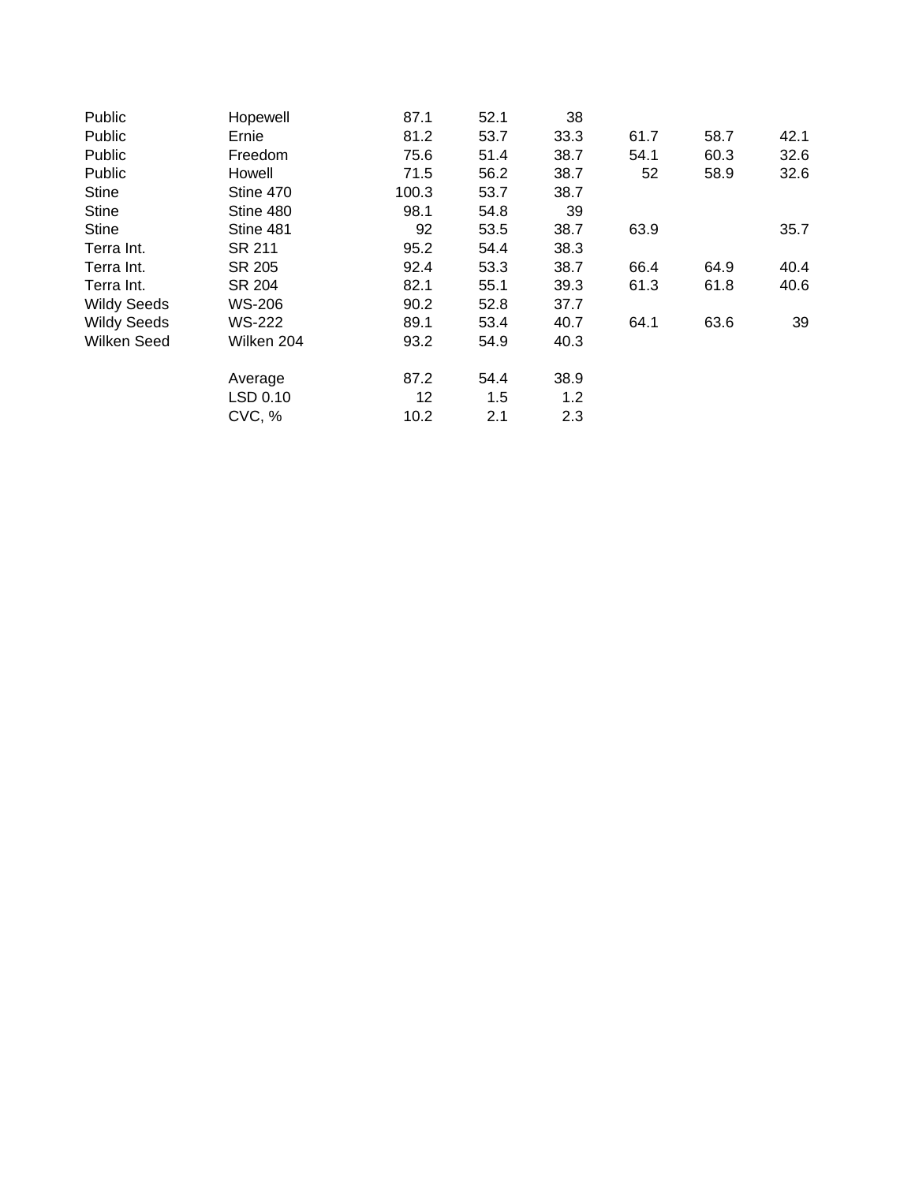| | | | | | | | |
|---|---|---|---|---|---|---|---|
| Public | Hopewell | 87.1 | 52.1 | 38 | | | |
| Public | Ernie | 81.2 | 53.7 | 33.3 | 61.7 | 58.7 | 42.1 |
| Public | Freedom | 75.6 | 51.4 | 38.7 | 54.1 | 60.3 | 32.6 |
| Public | Howell | 71.5 | 56.2 | 38.7 | 52 | 58.9 | 32.6 |
| Stine | Stine 470 | 100.3 | 53.7 | 38.7 | | | |
| Stine | Stine 480 | 98.1 | 54.8 | 39 | | | |
| Stine | Stine 481 | 92 | 53.5 | 38.7 | 63.9 | | 35.7 |
| Terra Int. | SR 211 | 95.2 | 54.4 | 38.3 | | | |
| Terra Int. | SR 205 | 92.4 | 53.3 | 38.7 | 66.4 | 64.9 | 40.4 |
| Terra Int. | SR 204 | 82.1 | 55.1 | 39.3 | 61.3 | 61.8 | 40.6 |
| Wildy Seeds | WS-206 | 90.2 | 52.8 | 37.7 | | | |
| Wildy Seeds | WS-222 | 89.1 | 53.4 | 40.7 | 64.1 | 63.6 | 39 |
| Wilken Seed | Wilken 204 | 93.2 | 54.9 | 40.3 | | | |
| | Average | 87.2 | 54.4 | 38.9 | | | |
| | LSD 0.10 | 12 | 1.5 | 1.2 | | | |
| | CVC, % | 10.2 | 2.1 | 2.3 | | | |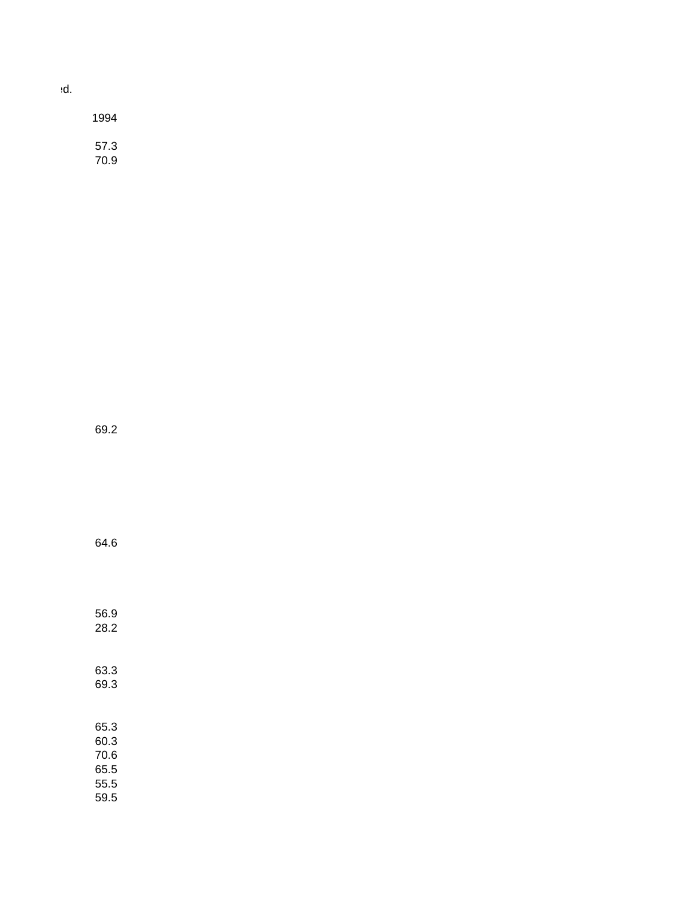ed.

| 1994 |
|---|
| |
| 57.3 |
| 70.9 |
| |
| 69.2 |
| |
| 64.6 |
| |
| 56.9 |
| 28.2 |
| |
| 63.3 |
| 69.3 |
| |
| 65.3 |
| 60.3 |
| 70.6 |
| 65.5 |
| 55.5 |
| 59.5 |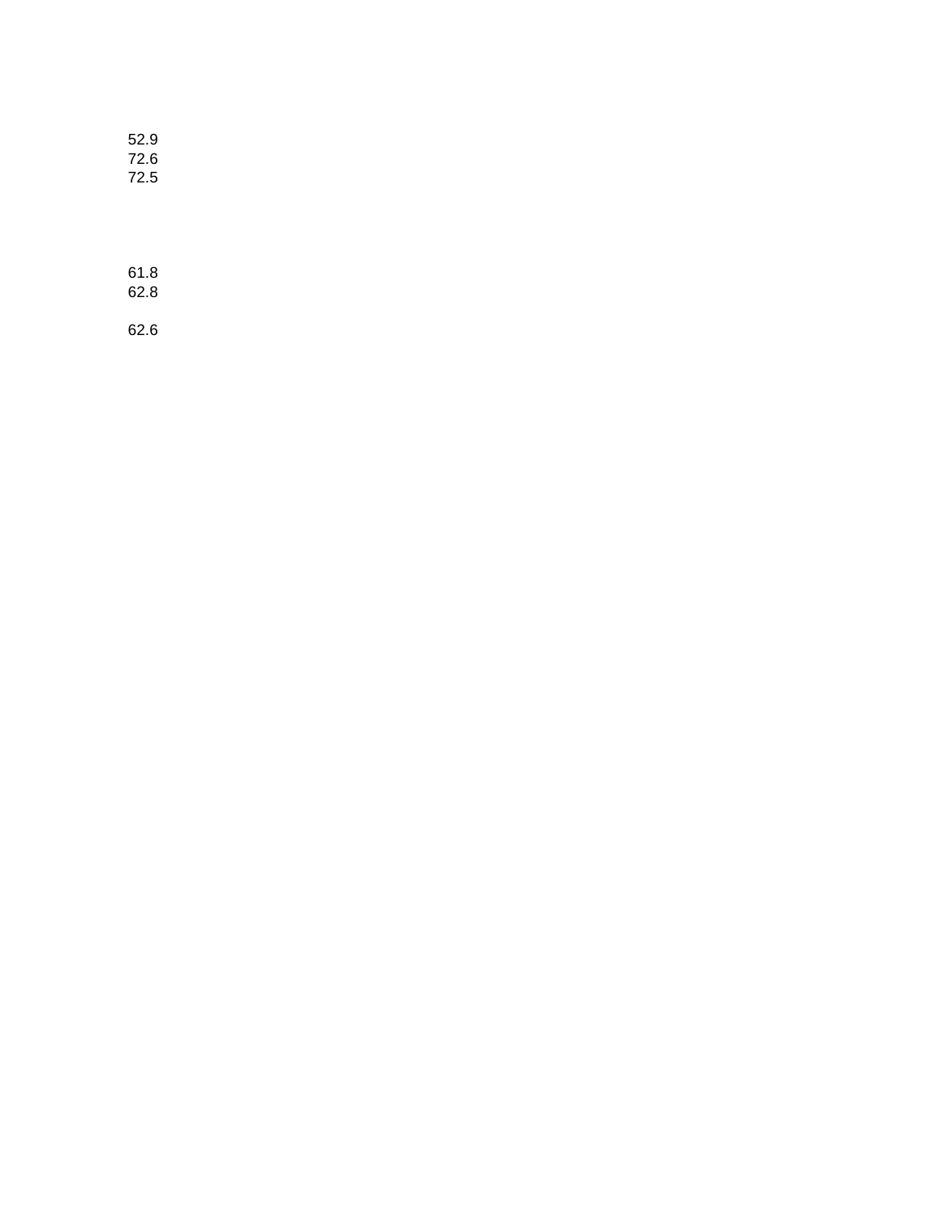52.9
72.6
72.5

61.8
62.8

62.6